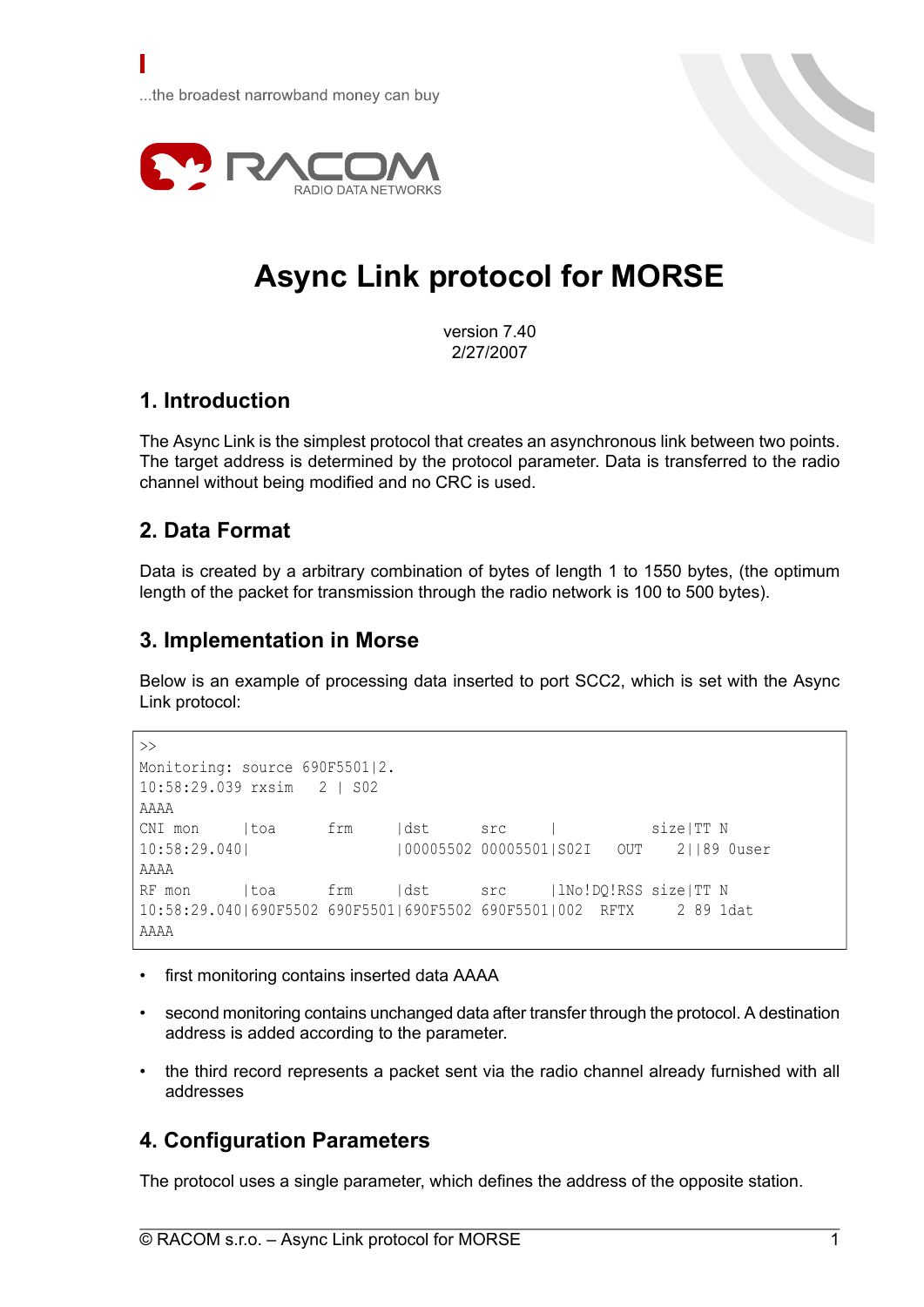...the broadest narrowband money can buy

RACOM
RADIO DATA NETWORKS

# Async Link protocol for MORSE

version 7.40
2/27/2007

## 1. Introduction

The Async Link is the simplest protocol that creates an asynchronous link between two points. The target address is determined by the protocol parameter. Data is transferred to the radio channel without being modified and no CRC is used.

## 2. Data Format

Data is created by a arbitrary combination of bytes of length 1 to 1550 bytes, (the optimum length of the packet for transmission through the radio network is 100 to 500 bytes).

## 3. Implementation in Morse

Below is an example of processing data inserted to port SCC2, which is set with the Async Link protocol:

```
>>
Monitoring: source 690F5501|2.
10:58:29.039 rxsim   2 | S02
AAAA
CNI mon      |toa       frm      |dst       src      |            size|TT N
10:58:29.040|                    |00005502 00005501|S02I    OUT     2||89 0user
AAAA
RF mon       |toa       frm      |dst       src      |1No!DQ!RSS size|TT N
10:58:29.040|690F5502 690F5501|690F5502 690F5501|002   RFTX      2 89 1dat
AAAA
```

- first monitoring contains inserted data AAAA
- second monitoring contains unchanged data after transfer through the protocol. A destination address is added according to the parameter.
- the third record represents a packet sent via the radio channel already furnished with all addresses

## 4. Configuration Parameters

The protocol uses a single parameter, which defines the address of the opposite station.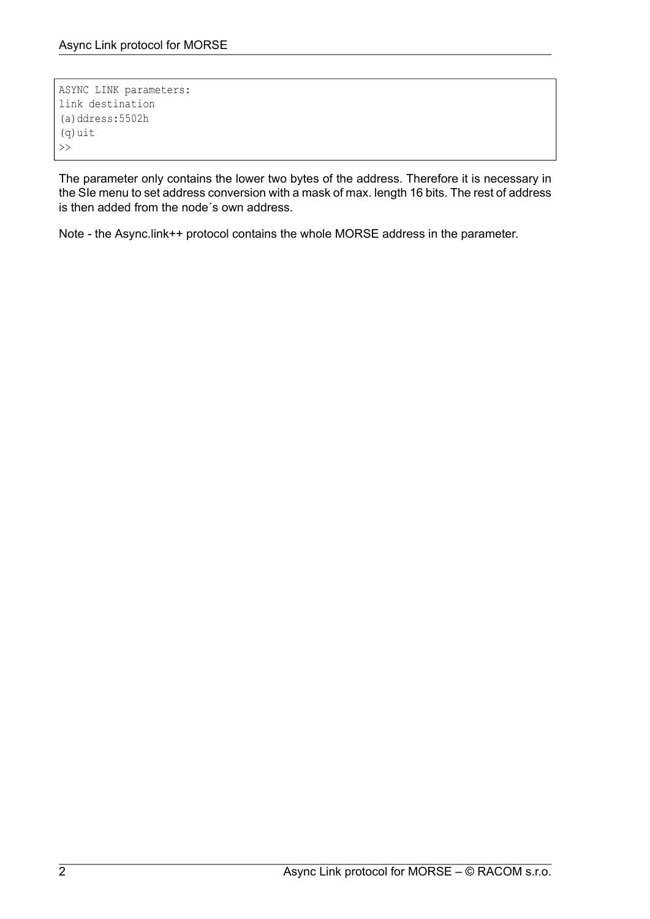```
ASYNC LINK parameters:
link destination
(a)ddress:5502h
(q)uit
>>
```

The parameter only contains the lower two bytes of the address. Therefore it is necessary in the SIe menu to set address conversion with a mask of max. length 16 bits. The rest of address is then added from the node´s own address.

Note - the Async.link++ protocol contains the whole MORSE address in the parameter.